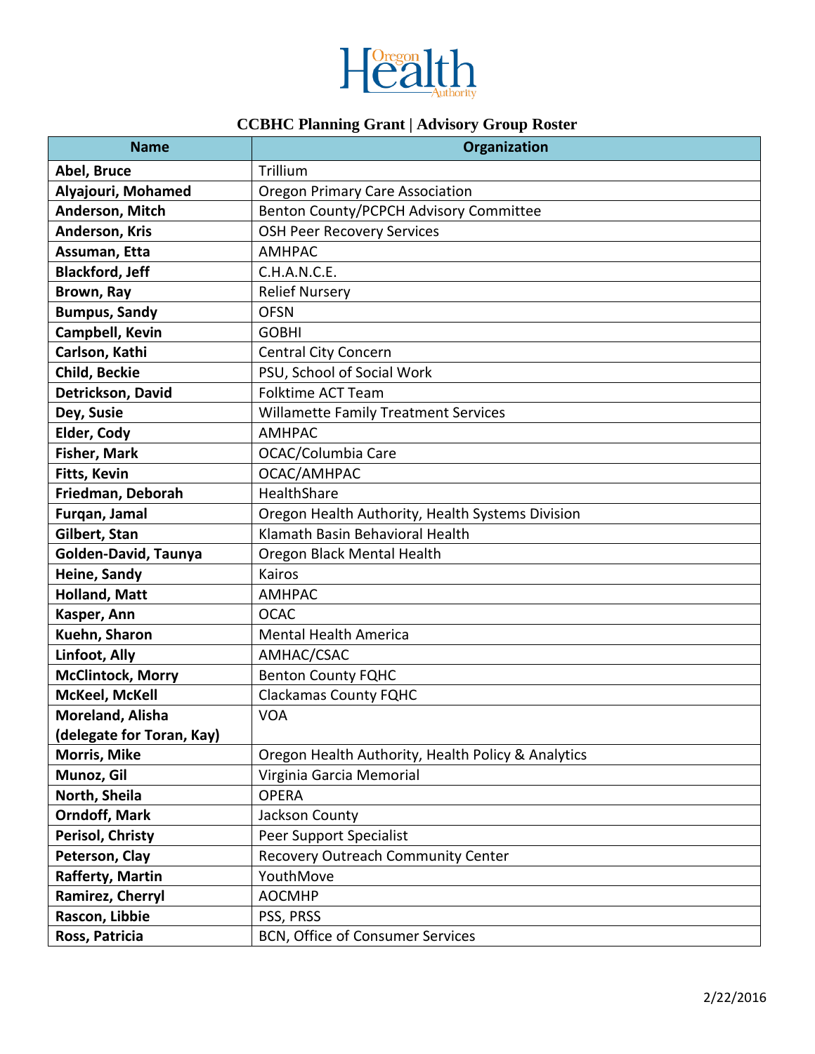# CCBHC Planning Grant | Advisory Group Roster

| Name | Organization |
|---|---|
| **Abel, Bruce** | Trillium |
| **Alyajouri, Mohamed** | Oregon Primary Care Association |
| **Anderson, Mitch** | Benton County/PCPCH Advisory Committee |
| **Anderson, Kris** | OSH Peer Recovery Services |
| **Assuman, Etta** | AMHPAC |
| **Blackford, Jeff** | C.H.A.N.C.E. |
| **Brown, Ray** | Relief Nursery |
| **Bumpus, Sandy** | OFSN |
| **Campbell, Kevin** | GOBHI |
| **Carlson, Kathi** | Central City Concern |
| **Child, Beckie** | PSU, School of Social Work |
| **Detrickson, David** | Folktime ACT Team |
| **Dey, Susie** | Willamette Family Treatment Services |
| **Elder, Cody** | AMHPAC |
| **Fisher, Mark** | OCAC/Columbia Care |
| **Fitts, Kevin** | OCAC/AMHPAC |
| **Friedman, Deborah** | HealthShare |
| **Furqan, Jamal** | Oregon Health Authority, Health Systems Division |
| **Gilbert, Stan** | Klamath Basin Behavioral Health |
| **Golden-David, Taunya** | Oregon Black Mental Health |
| **Heine, Sandy** | Kairos |
| **Holland, Matt** | AMHPAC |
| **Kasper, Ann** | OCAC |
| **Kuehn, Sharon** | Mental Health America |
| **Linfoot, Ally** | AMHAC/CSAC |
| **McClintock, Morry** | Benton County FQHC |
| **McKeel, McKell** | Clackamas County FQHC |
| **Moreland, Alisha (delegate for Toran, Kay)** | VOA |
| **Morris, Mike** | Oregon Health Authority, Health Policy & Analytics |
| **Munoz, Gil** | Virginia Garcia Memorial |
| **North, Sheila** | OPERA |
| **Orndoff, Mark** | Jackson County |
| **Perisol, Christy** | Peer Support Specialist |
| **Peterson, Clay** | Recovery Outreach Community Center |
| **Rafferty, Martin** | YouthMove |
| **Ramirez, Cherryl** | AOCMHP |
| **Rascon, Libbie** | PSS, PRSS |
| **Ross, Patricia** | BCN, Office of Consumer Services |

2/22/2016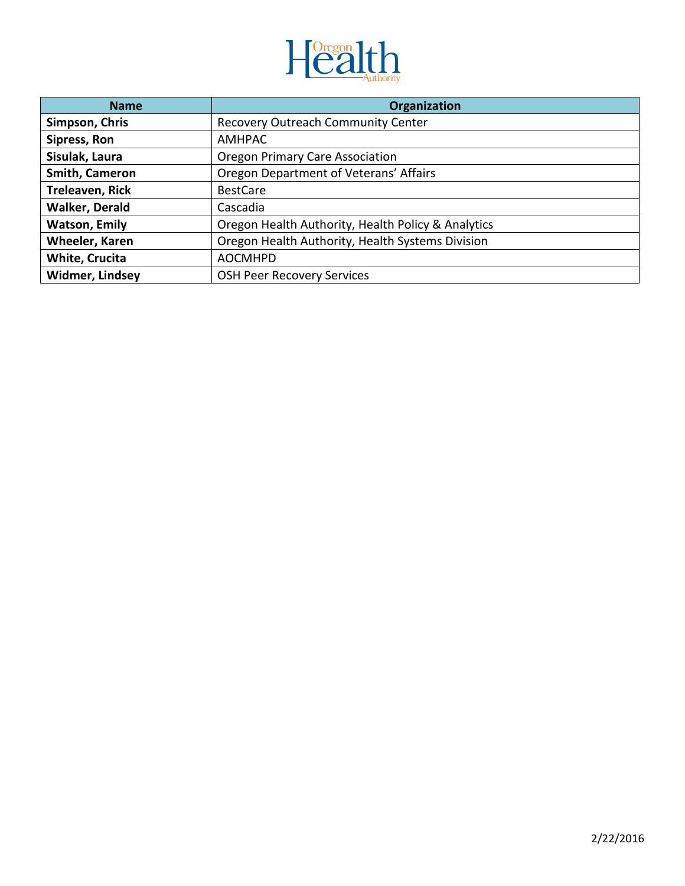| Name | Organization |
|---|---|
| **Simpson, Chris** | Recovery Outreach Community Center |
| **Sipress, Ron** | AMHPAC |
| **Sisulak, Laura** | Oregon Primary Care Association |
| **Smith, Cameron** | Oregon Department of Veterans' Affairs |
| **Treleaven, Rick** | BestCare |
| **Walker, Derald** | Cascadia |
| **Watson, Emily** | Oregon Health Authority, Health Policy & Analytics |
| **Wheeler, Karen** | Oregon Health Authority, Health Systems Division |
| **White, Crucita** | AOCMHPD |
| **Widmer, Lindsey** | OSH Peer Recovery Services |

2/22/2016